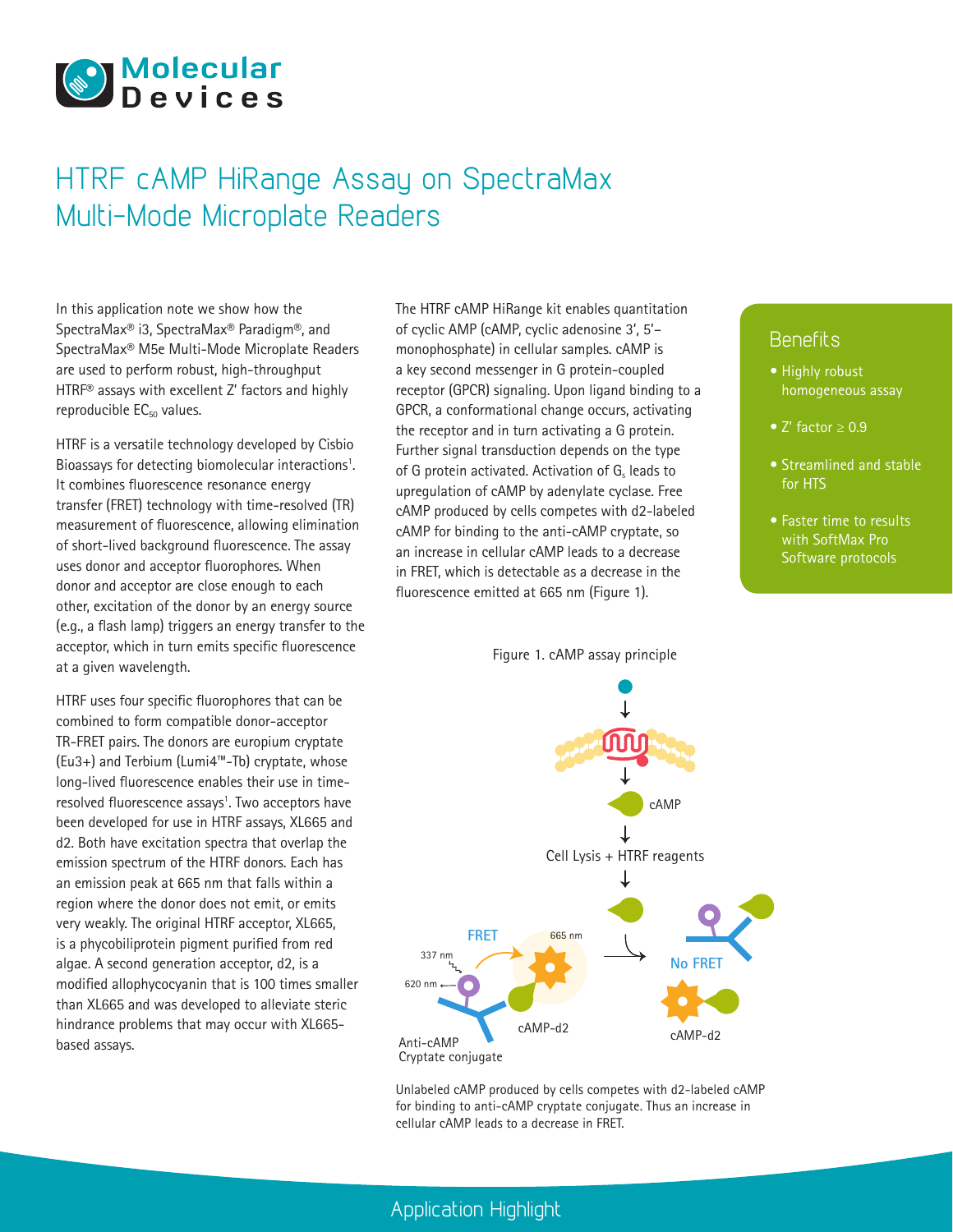# HTRF cAMP HiRange Assay on SpectraMax Multi-Mode Microplate Readers

In this application note we show how the SpectraMax® i3, SpectraMax® Paradigm®, and SpectraMax® M5e Multi-Mode Microplate Readers are used to perform robust, high-throughput HTRF® assays with excellent Z' factors and highly reproducible $EC_{50}$ values.

HTRF is a versatile technology developed by Cisbio Bioassays for detecting biomolecular interactions[1]. It combines fluorescence resonance energy transfer (FRET) technology with time-resolved (TR) measurement of fluorescence, allowing elimination of short-lived background fluorescence. The assay uses donor and acceptor fluorophores. When donor and acceptor are close enough to each other, excitation of the donor by an energy source (e.g., a flash lamp) triggers an energy transfer to the acceptor, which in turn emits specific fluorescence at a given wavelength.

HTRF uses four specific fluorophores that can be combined to form compatible donor-acceptor TR-FRET pairs. The donors are europium cryptate ($Eu^{3+}$) and Terbium (Lumi4™-Tb) cryptate, whose long-lived fluorescence enables their use in time-resolved fluorescence assays[1]. Two acceptors have been developed for use in HTRF assays, XL665 and d2. Both have excitation spectra that overlap the emission spectrum of the HTRF donors. Each has an emission peak at 665 nm that falls within a region where the donor does not emit, or emits very weakly. The original HTRF acceptor, XL665, is a phycobiliprotein pigment purified from red algae. A second generation acceptor, d2, is a modified allophycocyanin that is 100 times smaller than XL665 and was developed to alleviate steric hindrance problems that may occur with XL665-based assays.

The HTRF cAMP HiRange kit enables quantitation of cyclic AMP (cAMP, cyclic adenosine 3', 5'–monophosphate) in cellular samples. cAMP is a key second messenger in G protein-coupled receptor (GPCR) signaling. Upon ligand binding to a GPCR, a conformational change occurs, activating the receptor and in turn activating a G protein. Further signal transduction depends on the type of G protein activated. Activation of $G_s$ leads to upregulation of cAMP by adenylate cyclase. Free cAMP produced by cells competes with d2-labeled cAMP for binding to the anti-cAMP cryptate, so an increase in cellular cAMP leads to a decrease in FRET, which is detectable as a decrease in the fluorescence emitted at 665 nm (Figure 1).

## Benefits

- Highly robust homogeneous assay
- Z' factor ≥ 0.9
- Streamlined and stable for HTS
- Faster time to results with SoftMax Pro Software protocols

Figure 1. cAMP assay principle

Unlabeled cAMP produced by cells competes with d2-labeled cAMP for binding to anti-cAMP cryptate conjugate. Thus an increase in cellular cAMP leads to a decrease in FRET.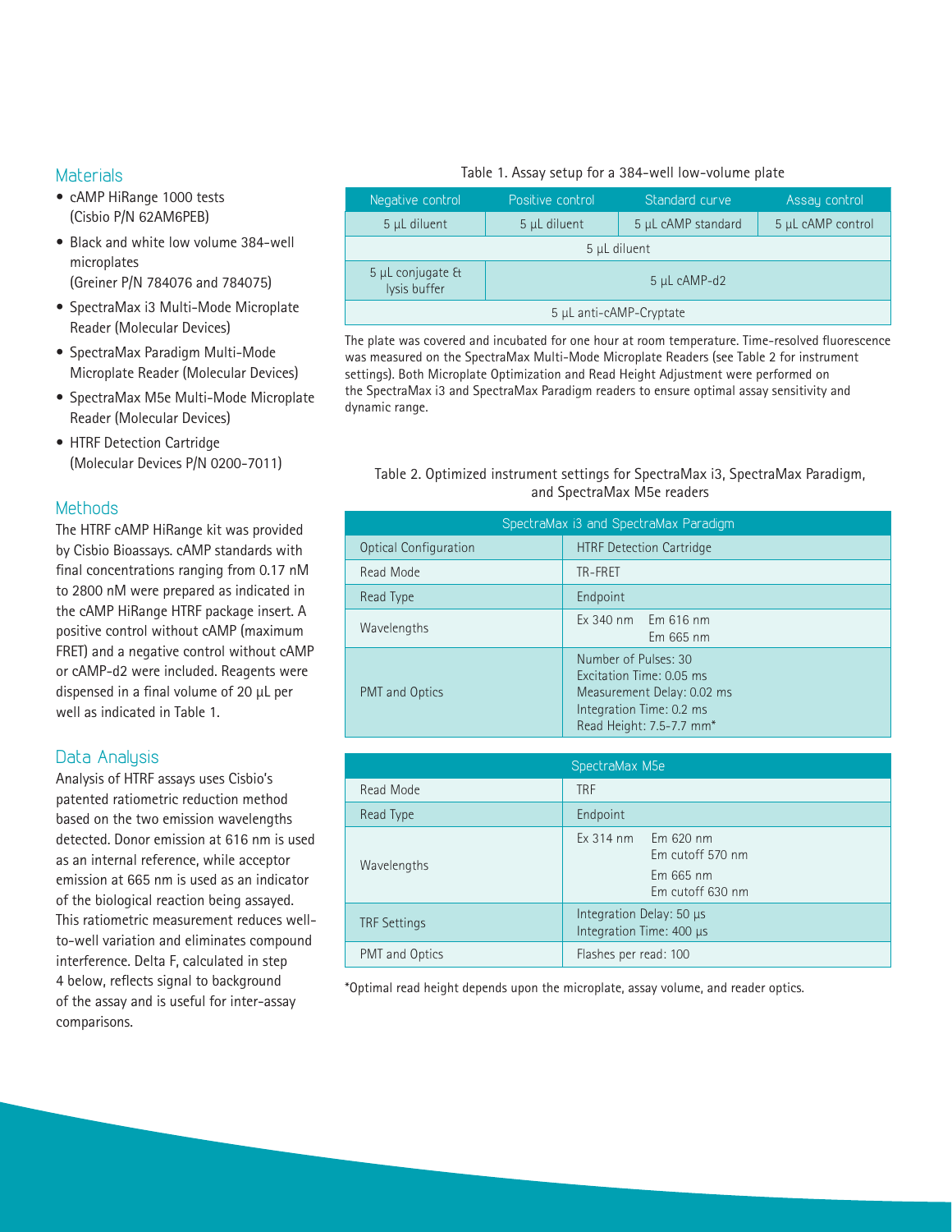## Materials

- cAMP HiRange 1000 tests (Cisbio P/N 62AM6PEB)
- Black and white low volume 384-well microplates (Greiner P/N 784076 and 784075)
- SpectraMax i3 Multi-Mode Microplate Reader (Molecular Devices)
- SpectraMax Paradigm Multi-Mode Microplate Reader (Molecular Devices)
- SpectraMax M5e Multi-Mode Microplate Reader (Molecular Devices)
- HTRF Detection Cartridge (Molecular Devices P/N 0200-7011)

## Methods

The HTRF cAMP HiRange kit was provided by Cisbio Bioassays. cAMP standards with final concentrations ranging from 0.17 nM to 2800 nM were prepared as indicated in the cAMP HiRange HTRF package insert. A positive control without cAMP (maximum FRET) and a negative control without cAMP or cAMP-d2 were included. Reagents were dispensed in a final volume of 20 µL per well as indicated in Table 1.

Table 1. Assay setup for a 384-well low-volume plate

| Negative control | Positive control | Standard curve | Assay control |
|---|---|---|---|
| 5 µL diluent | 5 µL diluent | 5 µL cAMP standard | 5 µL cAMP control |
| 5 µL diluent | | | |
| 5 µL conjugate & lysis buffer | 5 µL cAMP-d2 | | |
| 5 µL anti-cAMP-Cryptate | | | |

The plate was covered and incubated for one hour at room temperature. Time-resolved fluorescence was measured on the SpectraMax Multi-Mode Microplate Readers (see Table 2 for instrument settings). Both Microplate Optimization and Read Height Adjustment were performed on the SpectraMax i3 and SpectraMax Paradigm readers to ensure optimal assay sensitivity and dynamic range.

## Data Analysis

Analysis of HTRF assays uses Cisbio's patented ratiometric reduction method based on the two emission wavelengths detected. Donor emission at 616 nm is used as an internal reference, while acceptor emission at 665 nm is used as an indicator of the biological reaction being assayed. This ratiometric measurement reduces well-to-well variation and eliminates compound interference. Delta F, calculated in step 4 below, reflects signal to background of the assay and is useful for inter-assay comparisons.

Table 2. Optimized instrument settings for SpectraMax i3, SpectraMax Paradigm, and SpectraMax M5e readers

| SpectraMax i3 and SpectraMax Paradigm | |
|---|---|
| Optical Configuration | HTRF Detection Cartridge |
| Read Mode | TR-FRET |
| Read Type | Endpoint |
| Wavelengths | Ex 340 nm Em 616 nm<br>Em 665 nm |
| PMT and Optics | Number of Pulses: 30<br>Excitation Time: 0.05 ms<br>Measurement Delay: 0.02 ms<br>Integration Time: 0.2 ms<br>Read Height: 7.5-7.7 mm* |

| SpectraMax M5e | |
|---|---|
| Read Mode | TRF |
| Read Type | Endpoint |
| Wavelengths | Ex 314 nm Em 620 nm<br>Em cutoff 570 nm<br>Em 665 nm<br>Em cutoff 630 nm |
| TRF Settings | Integration Delay: 50 µs<br>Integration Time: 400 µs |
| PMT and Optics | Flashes per read: 100 |

*Optimal read height depends upon the microplate, assay volume, and reader optics.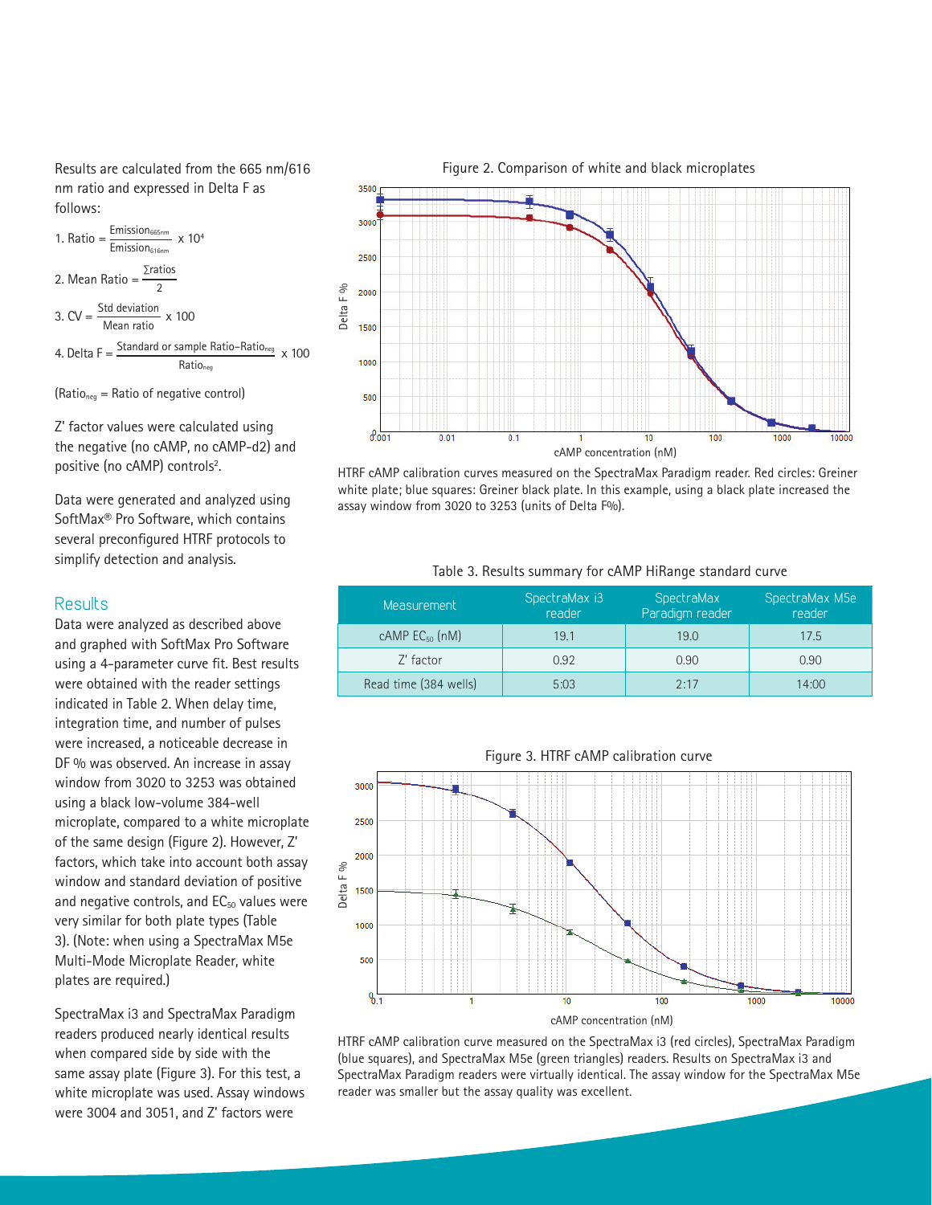Results are calculated from the 665 nm/616 nm ratio and expressed in Delta F as follows:

1. $\text{Ratio} = \frac{\text{Emission}_{665nm}}{\text{Emission}_{616nm}} \times 10^4$

2. $\text{Mean Ratio} = \frac{\Sigma \text{ratios}}{2}$

3. $\text{CV} = \frac{\text{Std deviation}}{\text{Mean ratio}} \times 100$

4. $\text{Delta F} = \frac{\text{Standard or sample Ratio} - \text{Ratio}_{neg}}{\text{Ratio}_{neg}} \times 100$

($\text{Ratio}_{neg}$ = Ratio of negative control)

Z' factor values were calculated using the negative (no cAMP, no cAMP-d2) and positive (no cAMP) controls[2].

Data were generated and analyzed using SoftMax® Pro Software, which contains several preconfigured HTRF protocols to simplify detection and analysis.

## Results

Data were analyzed as described above and graphed with SoftMax Pro Software using a 4-parameter curve fit. Best results were obtained with the reader settings indicated in Table 2. When delay time, integration time, and number of pulses were increased, a noticeable decrease in DF % was observed. An increase in assay window from 3020 to 3253 was obtained using a black low-volume 384-well microplate, compared to a white microplate of the same design (Figure 2). However, Z' factors, which take into account both assay window and standard deviation of positive and negative controls, and $EC_{50}$ values were very similar for both plate types (Table 3). (Note: when using a SpectraMax M5e Multi-Mode Microplate Reader, white plates are required.)

SpectraMax i3 and SpectraMax Paradigm readers produced nearly identical results when compared side by side with the same assay plate (Figure 3). For this test, a white microplate was used. Assay windows were 3004 and 3051, and Z' factors were

Figure 2. Comparison of white and black microplates

HTRF cAMP calibration curves measured on the SpectraMax Paradigm reader. Red circles: Greiner white plate; blue squares: Greiner black plate. In this example, using a black plate increased the assay window from 3020 to 3253 (units of Delta F%).

Table 3. Results summary for cAMP HiRange standard curve

| Measurement | SpectraMax i3 reader | SpectraMax Paradigm reader | SpectraMax M5e reader |
|---|---|---|---|
| cAMP $EC_{50}$ (nM) | 19.1 | 19.0 | 17.5 |
| Z' factor | 0.92 | 0.90 | 0.90 |
| Read time (384 wells) | 5:03 | 2:17 | 14:00 |

Figure 3. HTRF cAMP calibration curve

HTRF cAMP calibration curve measured on the SpectraMax i3 (red circles), SpectraMax Paradigm (blue squares), and SpectraMax M5e (green triangles) readers. Results on SpectraMax i3 and SpectraMax Paradigm readers were virtually identical. The assay window for the SpectraMax M5e reader was smaller but the assay quality was excellent.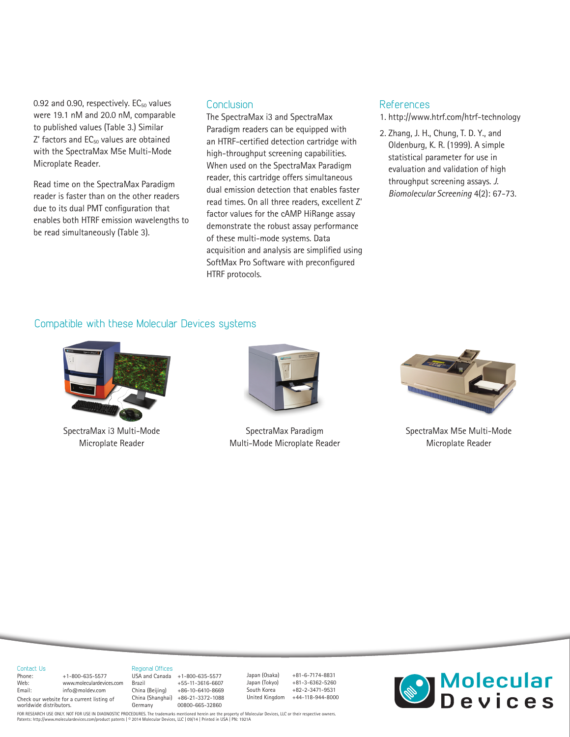0.92 and 0.90, respectively. $EC_{50}$ values were 19.1 nM and 20.0 nM, comparable to published values (Table 3.) Similar Z' factors and $EC_{50}$ values are obtained with the SpectraMax M5e Multi-Mode Microplate Reader.

Read time on the SpectraMax Paradigm reader is faster than on the other readers due to its dual PMT configuration that enables both HTRF emission wavelengths to be read simultaneously (Table 3).

## Conclusion

The SpectraMax i3 and SpectraMax Paradigm readers can be equipped with an HTRF-certified detection cartridge with high-throughput screening capabilities. When used on the SpectraMax Paradigm reader, this cartridge offers simultaneous dual emission detection that enables faster read times. On all three readers, excellent Z' factor values for the cAMP HiRange assay demonstrate the robust assay performance of these multi-mode systems. Data acquisition and analysis are simplified using SoftMax Pro Software with preconfigured HTRF protocols.

## References

1. http://www.htrf.com/htrf-technology
2. Zhang, J. H., Chung, T. D. Y., and Oldenburg, K. R. (1999). A simple statistical parameter for use in evaluation and validation of high throughput screening assays. *J. Biomolecular Screening* 4(2): 67-73.

## Compatible with these Molecular Devices systems

SpectraMax i3 Multi-Mode Microplate Reader

SpectraMax Paradigm Multi-Mode Microplate Reader

SpectraMax M5e Multi-Mode Microplate Reader

**Contact Us**

Phone: +1-800-635-5577
Web: www.moleculardevices.com
Email: info@moldev.com

Check our website for a current listing of worldwide distributors.

**Regional Offices**

| | |
|---|---|
| USA and Canada | +1-800-635-5577 |
| Brazil | +55-11-3616-6607 |
| China (Beijing) | +86-10-6410-8669 |
| China (Shanghai) | +86-21-3372-1088 |
| Germany | 00800-665-32860 |
| Japan (Osaka) | +81-6-7174-8831 |
| Japan (Tokyo) | +81-3-6362-5260 |
| South Korea | +82-2-3471-9531 |
| United Kingdom | +44-118-944-8000 |

Molecular Devices

FOR RESEARCH USE ONLY. NOT FOR USE IN DIAGNOSTIC PROCEDURES. The trademarks mentioned herein are the property of Molecular Devices, LLC or their respective owners. Patents: http://www.moleculardevices.com/product patents | © 2014 Molecular Devices, LLC | 09/14 | Printed in USA | PN: 1921A